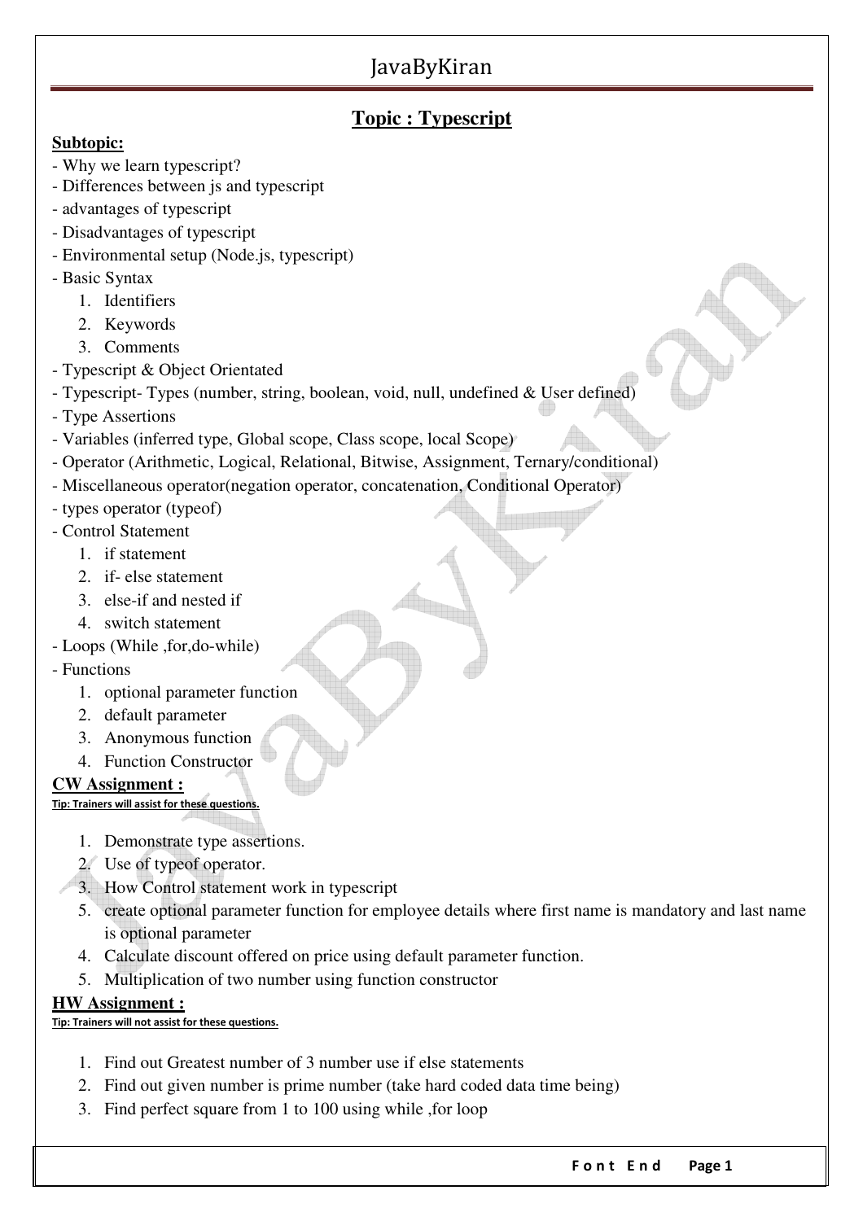# Topic : Typescript

**Subtopic:**

- Why we learn typescript?
- Differences between js and typescript
- advantages of typescript
- Disadvantages of typescript
- Environmental setup (Node.js, typescript)
- Basic Syntax
    1. Identifiers
    2. Keywords
    3. Comments
- Typescript & Object Orientated
- Typescript- Types (number, string, boolean, void, null, undefined & User defined)
- Type Assertions
- Variables (inferred type, Global scope, Class scope, local Scope)
- Operator (Arithmetic, Logical, Relational, Bitwise, Assignment, Ternary/conditional)
- Miscellaneous operator(negation operator, concatenation, Conditional Operator)
- types operator (typeof)
- Control Statement
    1. if statement
    2. if- else statement
    3. else-if and nested if
    4. switch statement
- Loops (While ,for,do-while)
- Functions
    1. optional parameter function
    2. default parameter
    3. Anonymous function
    4. Function Constructor

**CW Assignment :**

**Tip: Trainers will assist for these questions.**

1. Demonstrate type assertions.
2. Use of typeof operator.
3. How Control statement work in typescript
5. create optional parameter function for employee details where first name is mandatory and last name is optional parameter
4. Calculate discount offered on price using default parameter function.
5. Multiplication of two number using function constructor

**HW Assignment :**

**Tip: Trainers will not assist for these questions.**

1. Find out Greatest number of 3 number use if else statements
2. Find out given number is prime number (take hard coded data time being)
3. Find perfect square from 1 to 100 using while ,for loop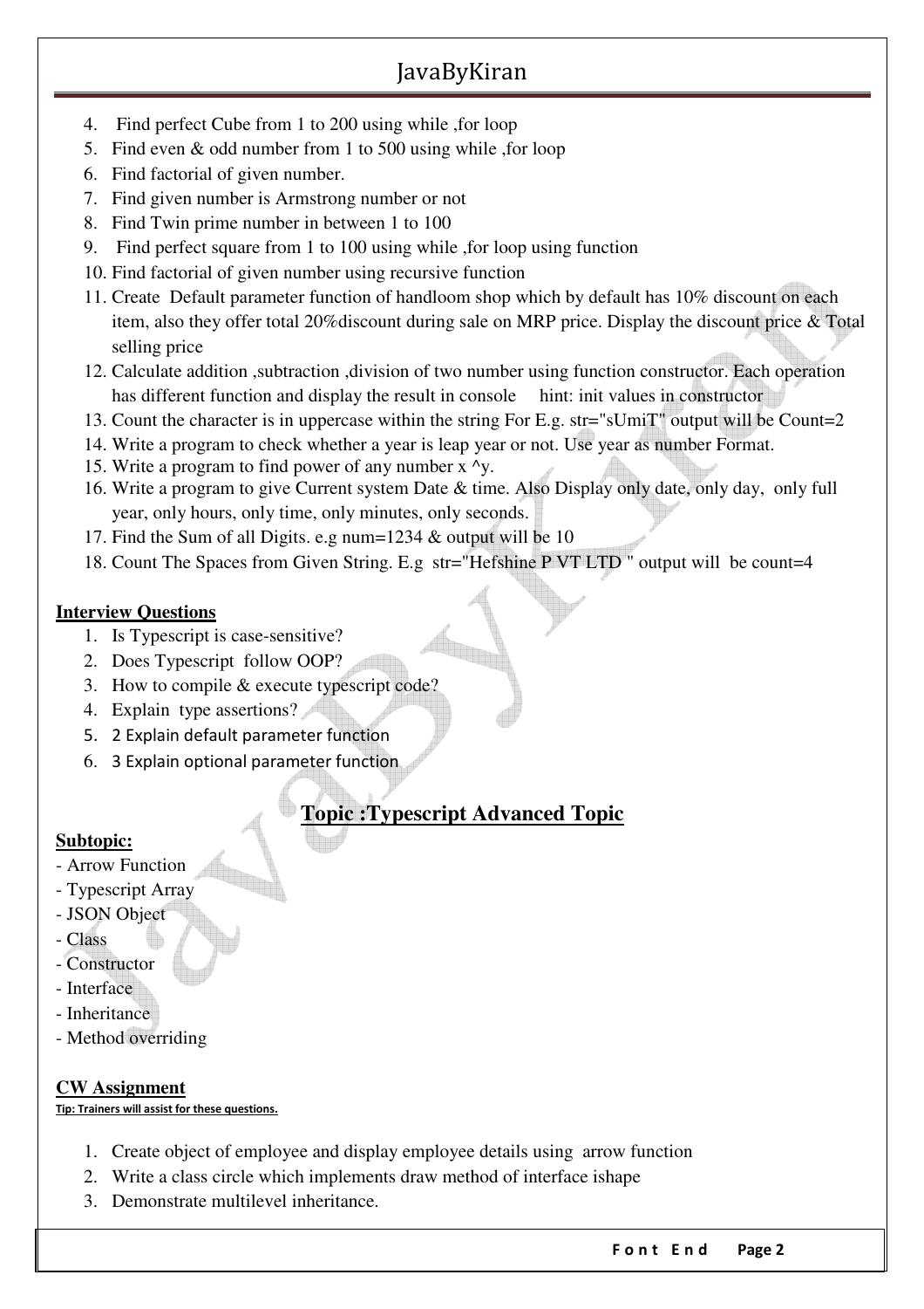4. Find perfect Cube from 1 to 200 using while ,for loop
5. Find even & odd number from 1 to 500 using while ,for loop
6. Find factorial of given number.
7. Find given number is Armstrong number or not
8. Find Twin prime number in between 1 to 100
9. Find perfect square from 1 to 100 using while ,for loop using function
10. Find factorial of given number using recursive function
11. Create Default parameter function of handloom shop which by default has 10% discount on each item, also they offer total 20%discount during sale on MRP price. Display the discount price & Total selling price
12. Calculate addition ,subtraction ,division of two number using function constructor. Each operation has different function and display the result in console hint: init values in constructor
13. Count the character is in uppercase within the string For E.g. str="sUmiT" output will be Count=2
14. Write a program to check whether a year is leap year or not. Use year as number Format.
15. Write a program to find power of any number x ^y.
16. Write a program to give Current system Date & time. Also Display only date, only day, only full year, only hours, only time, only minutes, only seconds.
17. Find the Sum of all Digits. e.g num=1234 & output will be 10
18. Count The Spaces from Given String. E.g str="Hefshine P VT LTD " output will be count=4

**Interview Questions**

1. Is Typescript is case-sensitive?
2. Does Typescript follow OOP?
3. How to compile & execute typescript code?
4. Explain type assertions?
5. 2 Explain default parameter function
6. 3 Explain optional parameter function

## Topic :Typescript Advanced Topic

**Subtopic:**

- Arrow Function
- Typescript Array
- JSON Object
- Class
- Constructor
- Interface
- Inheritance
- Method overriding

**CW Assignment**

**Tip: Trainers will assist for these questions.**

1. Create object of employee and display employee details using arrow function
2. Write a class circle which implements draw method of interface ishape
3. Demonstrate multilevel inheritance.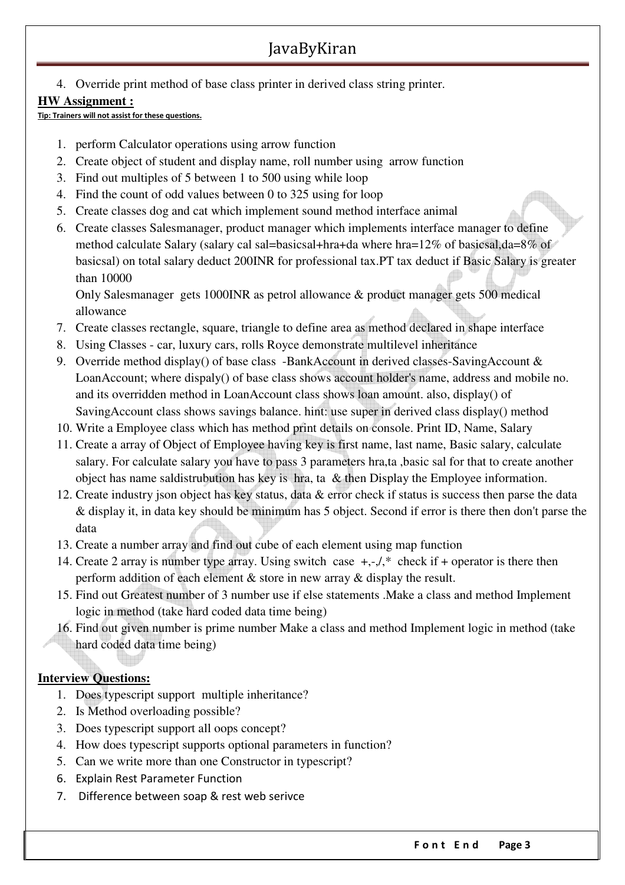4. Override print method of base class printer in derived class string printer.

**HW Assignment :**

**Tip: Trainers will not assist for these questions.**

1. perform Calculator operations using arrow function
2. Create object of student and display name, roll number using arrow function
3. Find out multiples of 5 between 1 to 500 using while loop
4. Find the count of odd values between 0 to 325 using for loop
5. Create classes dog and cat which implement sound method interface animal
6. Create classes Salesmanager, product manager which implements interface manager to define method calculate Salary (salary cal sal=basicsal+hra+da where hra=12% of basicsal,da=8% of basicsal) on total salary deduct 200INR for professional tax.PT tax deduct if Basic Salary is greater than 10000

   Only Salesmanager gets 1000INR as petrol allowance & product manager gets 500 medical allowance
7. Create classes rectangle, square, triangle to define area as method declared in shape interface
8. Using Classes - car, luxury cars, rolls Royce demonstrate multilevel inheritance
9. Override method display() of base class -BankAccount in derived classes-SavingAccount & LoanAccount; where dispaly() of base class shows account holder's name, address and mobile no. and its overridden method in LoanAccount class shows loan amount. also, display() of SavingAccount class shows savings balance. hint: use super in derived class display() method
10. Write a Employee class which has method print details on console. Print ID, Name, Salary
11. Create a array of Object of Employee having key is first name, last name, Basic salary, calculate salary. For calculate salary you have to pass 3 parameters hra,ta ,basic sal for that to create another object has name saldistrubution has key is hra, ta & then Display the Employee information.
12. Create industry json object has key status, data & error check if status is success then parse the data & display it, in data key should be minimum has 5 object. Second if error is there then don't parse the data
13. Create a number array and find out cube of each element using map function
14. Create 2 array is number type array. Using switch case +,-,/,* check if + operator is there then perform addition of each element & store in new array & display the result.
15. Find out Greatest number of 3 number use if else statements .Make a class and method Implement logic in method (take hard coded data time being)
16. Find out given number is prime number Make a class and method Implement logic in method (take hard coded data time being)

**Interview Questions:**

1. Does typescript support multiple inheritance?
2. Is Method overloading possible?
3. Does typescript support all oops concept?
4. How does typescript supports optional parameters in function?
5. Can we write more than one Constructor in typescript?
6. Explain Rest Parameter Function
7. Difference between soap & rest web serivce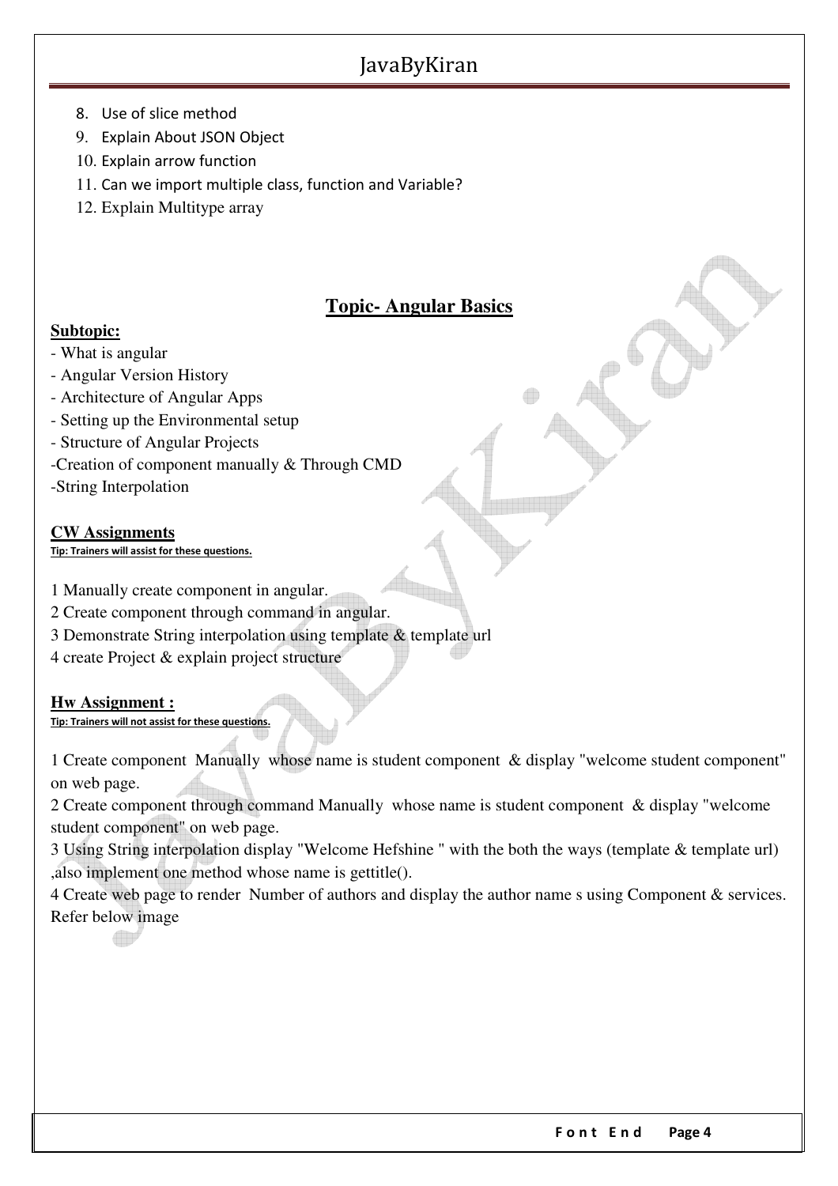8. Use of slice method
9. Explain About JSON Object
10. Explain arrow function
11. Can we import multiple class, function and Variable?
12. Explain Multitype array

## Topic- Angular Basics

**Subtopic:**

- What is angular
- Angular Version History
- Architecture of Angular Apps
- Setting up the Environmental setup
- Structure of Angular Projects
- Creation of component manually & Through CMD
- String Interpolation

**CW Assignments**

**Tip: Trainers will assist for these questions.**

1 Manually create component in angular.
2 Create component through command in angular.
3 Demonstrate String interpolation using template & template url
4 create Project & explain project structure

**Hw Assignment :**

**Tip: Trainers will not assist for these questions.**

1 Create component Manually whose name is student component & display "welcome student component" on web page.
2 Create component through command Manually whose name is student component & display "welcome student component" on web page.
3 Using String interpolation display "Welcome Hefshine " with the both the ways (template & template url) ,also implement one method whose name is gettitle().
4 Create web page to render Number of authors and display the author name s using Component & services. Refer below image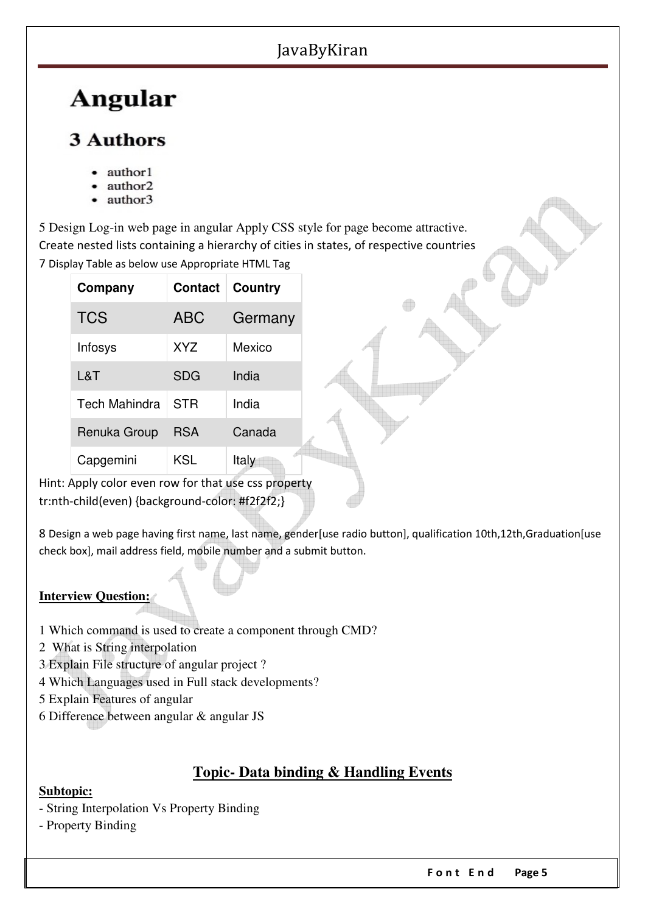# Angular

## 3 Authors

- author1
- author2
- author3

5 Design Log-in web page in angular Apply CSS style for page become attractive.
Create nested lists containing a hierarchy of cities in states, of respective countries
7 Display Table as below use Appropriate HTML Tag

| Company | Contact | Country |
|---|---|---|
| TCS | ABC | Germany |
| Infosys | XYZ | Mexico |
| L&T | SDG | India |
| Tech Mahindra | STR | India |
| Renuka Group | RSA | Canada |
| Capgemini | KSL | Italy |

Hint: Apply color even row for that use css property
tr:nth-child(even) {background-color: #f2f2f2;}

8 Design a web page having first name, last name, gender[use radio button], qualification 10th,12th,Graduation[use check box], mail address field, mobile number and a submit button.

**Interview Question:**

1 Which command is used to create a component through CMD?
2 What is String interpolation
3 Explain File structure of angular project ?
4 Which Languages used in Full stack developments?
5 Explain Features of angular
6 Difference between angular & angular JS

## Topic- Data binding & Handling Events

**Subtopic:**

- String Interpolation Vs Property Binding
- Property Binding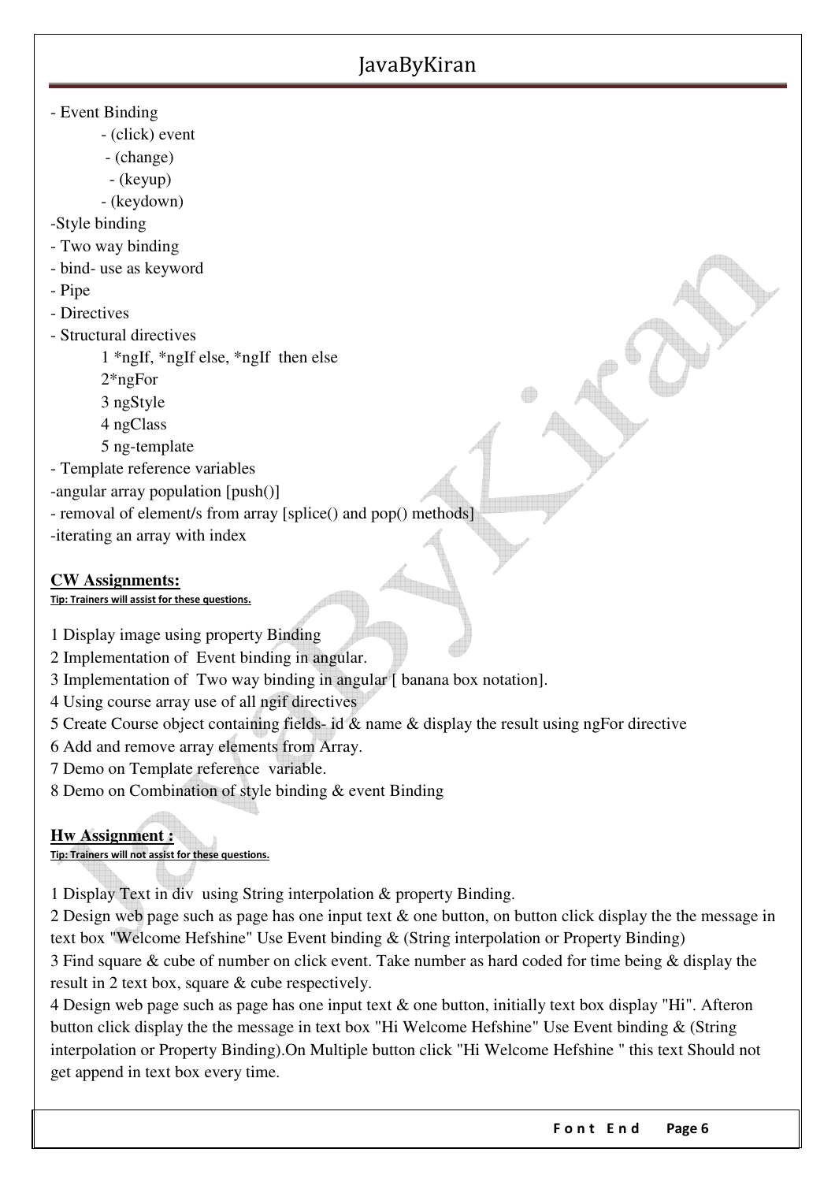- Event Binding
  - (click) event
  - (change)
  - (keyup)
  - (keydown)
- Style binding
- Two way binding
- bind- use as keyword
- Pipe
- Directives
- Structural directives
  1 *ngIf, *ngIf else, *ngIf then else
  2*ngFor
  3 ngStyle
  4 ngClass
  5 ng-template
- Template reference variables
- angular array population [push()]
- removal of element/s from array [splice() and pop() methods]
- iterating an array with index

**CW Assignments:**

**Tip: Trainers will assist for these questions.**

1 Display image using property Binding
2 Implementation of Event binding in angular.
3 Implementation of Two way binding in angular [ banana box notation].
4 Using course array use of all ngif directives
5 Create Course object containing fields- id & name & display the result using ngFor directive
6 Add and remove array elements from Array.
7 Demo on Template reference variable.
8 Demo on Combination of style binding & event Binding

**Hw Assignment :**

**Tip: Trainers will not assist for these questions.**

1 Display Text in div using String interpolation & property Binding.
2 Design web page such as page has one input text & one button, on button click display the the message in text box "Welcome Hefshine" Use Event binding & (String interpolation or Property Binding)
3 Find square & cube of number on click event. Take number as hard coded for time being & display the result in 2 text box, square & cube respectively.
4 Design web page such as page has one input text & one button, initially text box display "Hi". Afteron button click display the the message in text box "Hi Welcome Hefshine" Use Event binding & (String interpolation or Property Binding).On Multiple button click "Hi Welcome Hefshine " this text Should not get append in text box every time.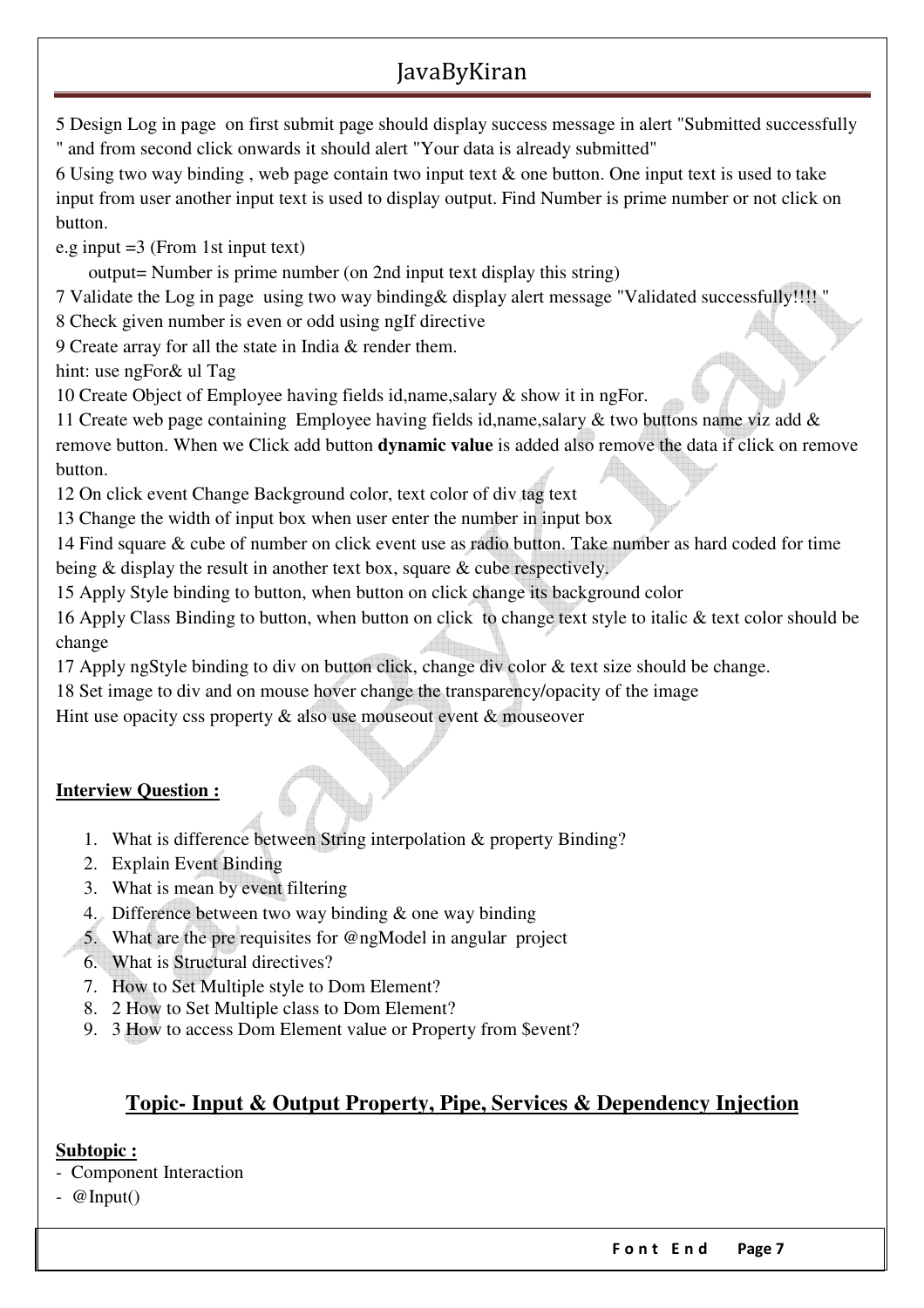5 Design Log in page on first submit page should display success message in alert "Submitted successfully " and from second click onwards it should alert "Your data is already submitted"

6 Using two way binding , web page contain two input text & one button. One input text is used to take input from user another input text is used to display output. Find Number is prime number or not click on button.

e.g input =3 (From 1st input text)

output= Number is prime number (on 2nd input text display this string)

7 Validate the Log in page using two way binding& display alert message "Validated successfully!!!! "

8 Check given number is even or odd using ngIf directive

9 Create array for all the state in India & render them.

hint: use ngFor& ul Tag

10 Create Object of Employee having fields id,name,salary & show it in ngFor.

11 Create web page containing Employee having fields id,name,salary & two buttons name viz add & remove button. When we Click add button **dynamic value** is added also remove the data if click on remove button.

12 On click event Change Background color, text color of div tag text

13 Change the width of input box when user enter the number in input box

14 Find square & cube of number on click event use as radio button. Take number as hard coded for time being & display the result in another text box, square & cube respectively.

15 Apply Style binding to button, when button on click change its background color

16 Apply Class Binding to button, when button on click to change text style to italic & text color should be change

17 Apply ngStyle binding to div on button click, change div color & text size should be change.

18 Set image to div and on mouse hover change the transparency/opacity of the image

Hint use opacity css property & also use mouseout event & mouseover

**Interview Question :**

1. What is difference between String interpolation & property Binding?
2. Explain Event Binding
3. What is mean by event filtering
4. Difference between two way binding & one way binding
5. What are the pre requisites for @ngModel in angular project
6. What is Structural directives?
7. How to Set Multiple style to Dom Element?
8. 2 How to Set Multiple class to Dom Element?
9. 3 How to access Dom Element value or Property from $event?

## Topic- Input & Output Property, Pipe, Services & Dependency Injection

**Subtopic :**

- Component Interaction
- @Input()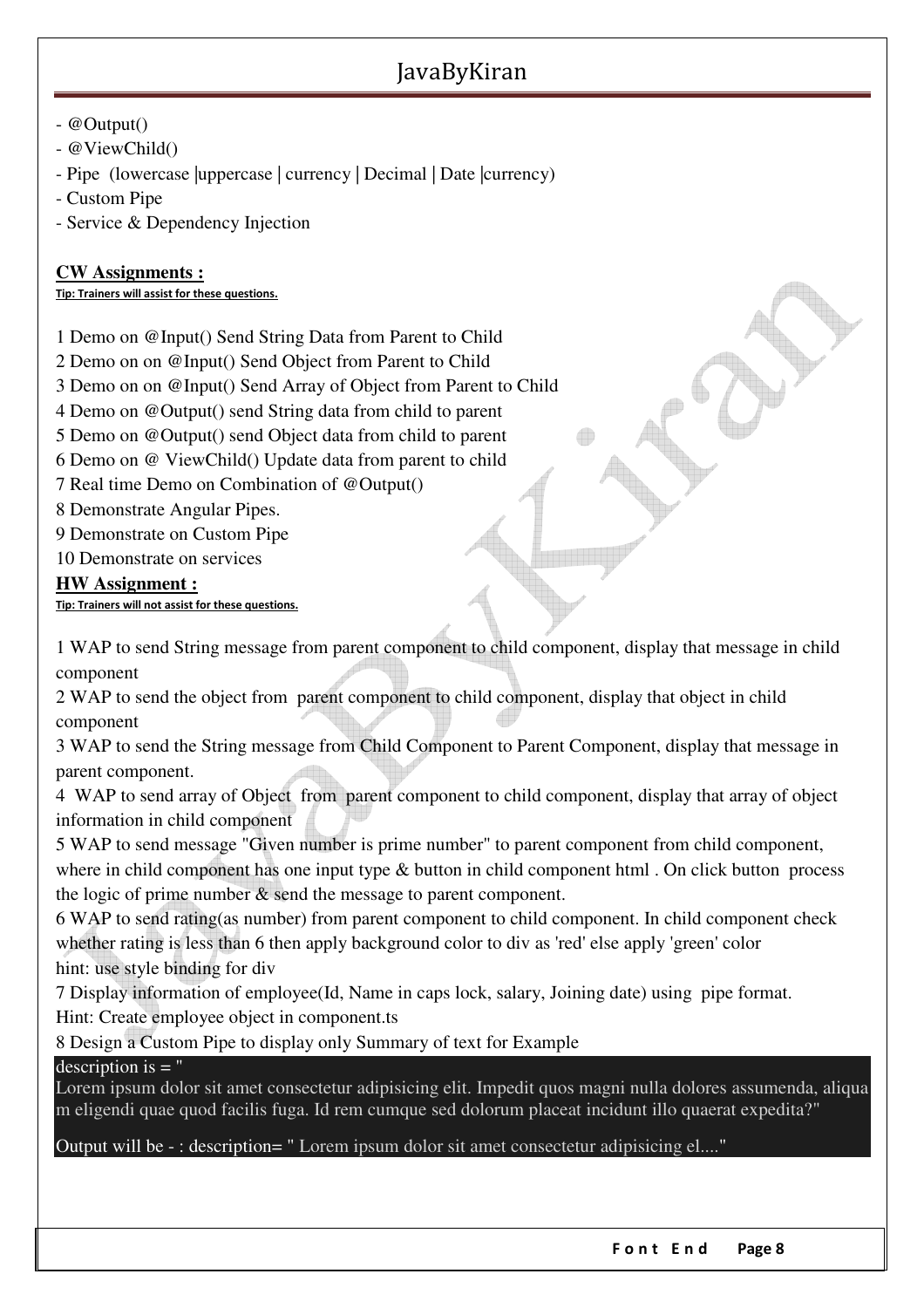- @Output()
- @ViewChild()
- Pipe (lowercase |uppercase | currency | Decimal | Date |currency)
- Custom Pipe
- Service & Dependency Injection

**CW Assignments :**

**Tip: Trainers will assist for these questions.**

1 Demo on @Input() Send String Data from Parent to Child
2 Demo on on @Input() Send Object from Parent to Child
3 Demo on on @Input() Send Array of Object from Parent to Child
4 Demo on @Output() send String data from child to parent
5 Demo on @Output() send Object data from child to parent
6 Demo on @ ViewChild() Update data from parent to child
7 Real time Demo on Combination of @Output()
8 Demonstrate Angular Pipes.
9 Demonstrate on Custom Pipe
10 Demonstrate on services

**HW Assignment :**

**Tip: Trainers will not assist for these questions.**

1 WAP to send String message from parent component to child component, display that message in child component

2 WAP to send the object from parent component to child component, display that object in child component

3 WAP to send the String message from Child Component to Parent Component, display that message in parent component.

4 WAP to send array of Object from parent component to child component, display that array of object information in child component

5 WAP to send message "Given number is prime number" to parent component from child component, where in child component has one input type & button in child component html . On click button process the logic of prime number & send the message to parent component.

6 WAP to send rating(as number) from parent component to child component. In child component check whether rating is less than 6 then apply background color to div as 'red' else apply 'green' color
hint: use style binding for div

7 Display information of employee(Id, Name in caps lock, salary, Joining date) using pipe format.
Hint: Create employee object in component.ts

8 Design a Custom Pipe to display only Summary of text for Example

```
description is = "
Lorem ipsum dolor sit amet consectetur adipisicing elit. Impedit quos magni nulla dolores assumenda, aliquam eligendi quae quod facilis fuga. Id rem cumque sed dolorum placeat incidunt illo quaerat expedita?"

Output will be - : description= " Lorem ipsum dolor sit amet consectetur adipisicing el...."
```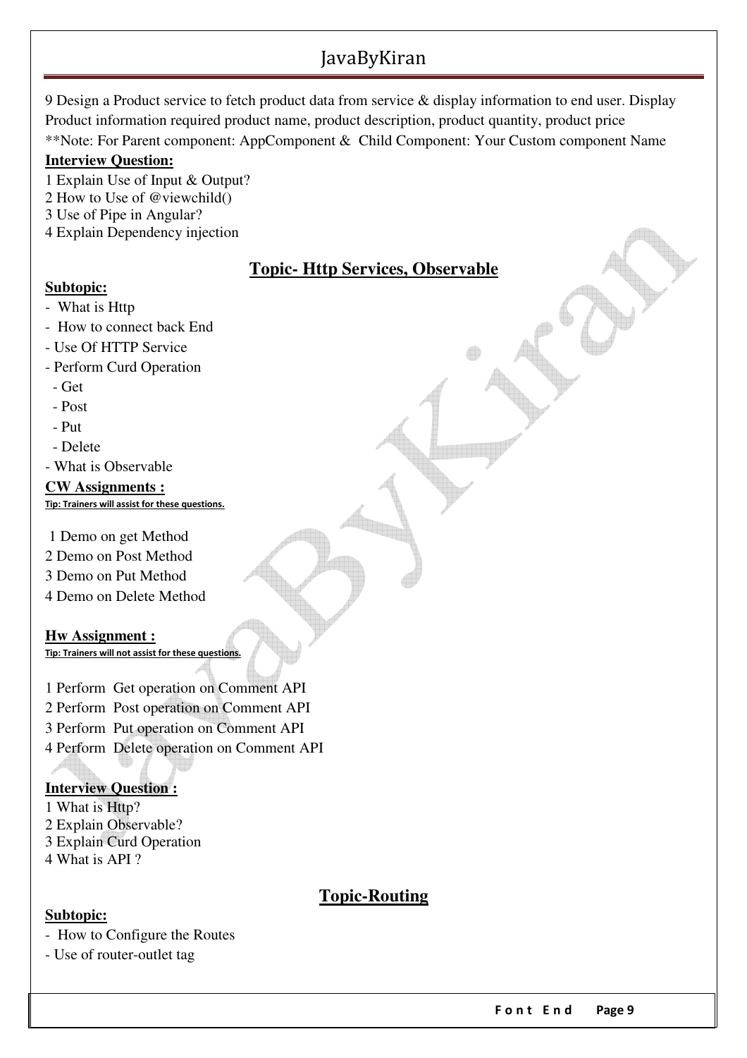9 Design a Product service to fetch product data from service & display information to end user. Display Product information required product name, product description, product quantity, product price
**Note: For Parent component: AppComponent & Child Component: Your Custom component Name

**Interview Question:**

1 Explain Use of Input & Output?
2 How to Use of @viewchild()
3 Use of Pipe in Angular?
4 Explain Dependency injection

## Topic- Http Services, Observable

**Subtopic:**

- What is Http
- How to connect back End
- Use Of HTTP Service
- Perform Curd Operation
  - Get
  - Post
  - Put
  - Delete
- What is Observable

**CW Assignments :**

**Tip: Trainers will assist for these questions.**

1 Demo on get Method
2 Demo on Post Method
3 Demo on Put Method
4 Demo on Delete Method

**Hw Assignment :**

**Tip: Trainers will not assist for these questions.**

1 Perform Get operation on Comment API
2 Perform Post operation on Comment API
3 Perform Put operation on Comment API
4 Perform Delete operation on Comment API

**Interview Question :**

1 What is Http?
2 Explain Observable?
3 Explain Curd Operation
4 What is API ?

## Topic-Routing

**Subtopic:**

- How to Configure the Routes
- Use of router-outlet tag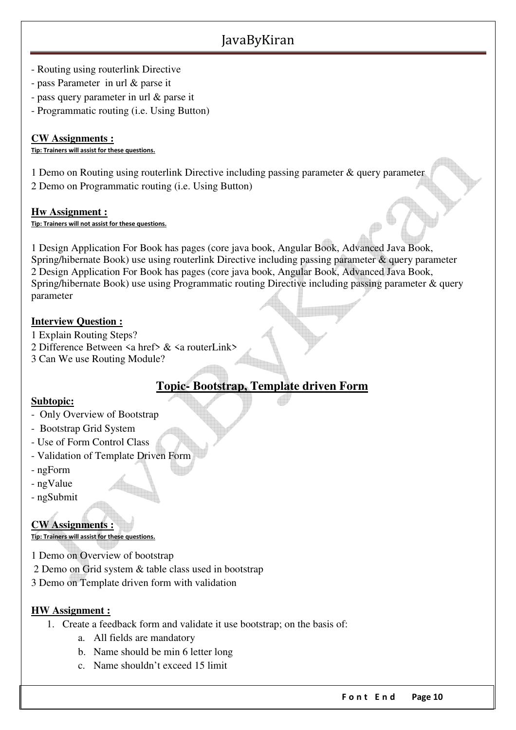- Routing using routerlink Directive
- pass Parameter  in url & parse it
- pass query parameter in url & parse it
- Programmatic routing (i.e. Using Button)

**CW Assignments :**

**Tip: Trainers will assist for these questions.**

1 Demo on Routing using routerlink Directive including passing parameter & query parameter
2 Demo on Programmatic routing (i.e. Using Button)

**Hw Assignment :**

**Tip: Trainers will not assist for these questions.**

1 Design Application For Book has pages (core java book, Angular Book, Advanced Java Book, Spring/hibernate Book) use using routerlink Directive including passing parameter & query parameter
2 Design Application For Book has pages (core java book, Angular Book, Advanced Java Book, Spring/hibernate Book) use using Programmatic routing Directive including passing parameter & query parameter

**Interview Question :**

1 Explain Routing Steps?
2 Difference Between <a href> & <a routerLink>
3 Can We use Routing Module?

## Topic- Bootstrap, Template driven Form

**Subtopic:**

- Only Overview of Bootstrap
- Bootstrap Grid System
- Use of Form Control Class
- Validation of Template Driven Form
- ngForm
- ngValue
- ngSubmit

**CW Assignments :**

**Tip: Trainers will assist for these questions.**

1 Demo on Overview of bootstrap
2 Demo on Grid system & table class used in bootstrap
3 Demo on Template driven form with validation

**HW Assignment :**

1. Create a feedback form and validate it use bootstrap; on the basis of:
    a. All fields are mandatory
    b. Name should be min 6 letter long
    c. Name shouldn't exceed 15 limit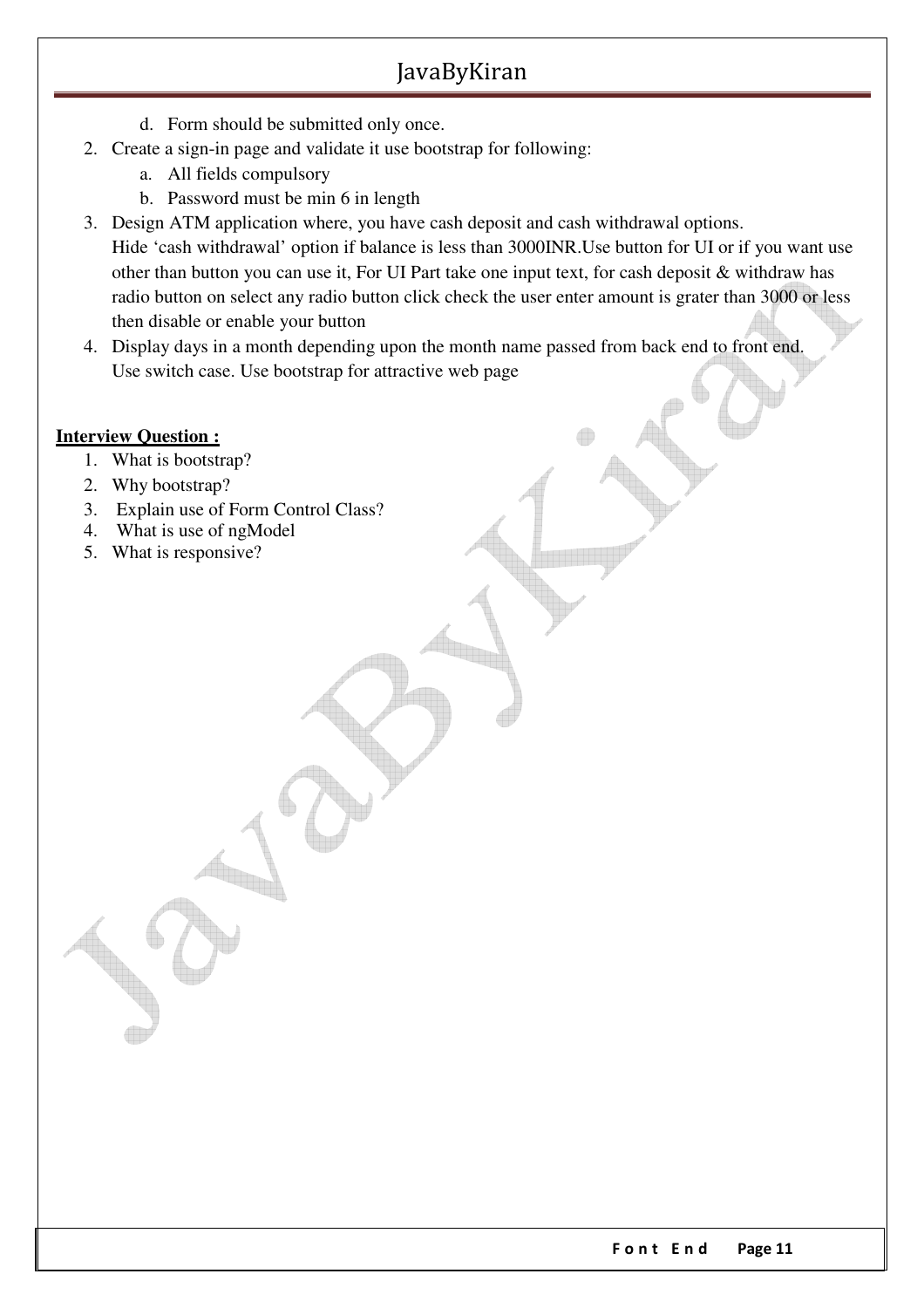d. Form should be submitted only once.

2. Create a sign-in page and validate it use bootstrap for following:
    a. All fields compulsory
    b. Password must be min 6 in length
3. Design ATM application where, you have cash deposit and cash withdrawal options.
   Hide 'cash withdrawal' option if balance is less than 3000INR.Use button for UI or if you want use other than button you can use it, For UI Part take one input text, for cash deposit & withdraw has radio button on select any radio button click check the user enter amount is grater than 3000 or less then disable or enable your button
4. Display days in a month depending upon the month name passed from back end to front end.
   Use switch case. Use bootstrap for attractive web page

**Interview Question :**

1. What is bootstrap?
2. Why bootstrap?
3. Explain use of Form Control Class?
4. What is use of ngModel
5. What is responsive?